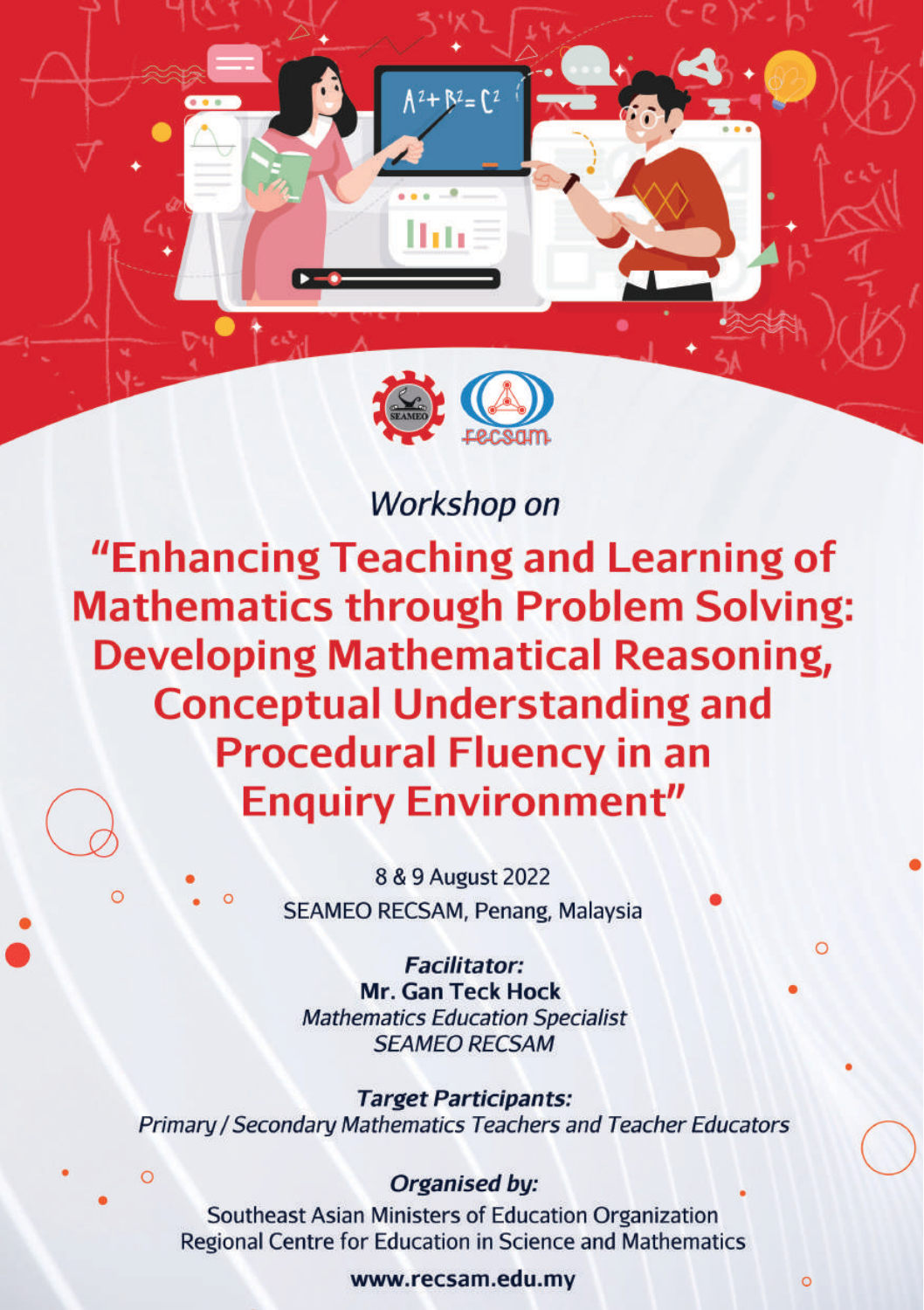*Workshop on*

# "Enhancing Teaching and Learning of Mathematics through Problem Solving: Developing Mathematical Reasoning, Conceptual Understanding and Procedural Fluency in an Enquiry Environment"

8 & 9 August 2022

SEAMEO RECSAM, Penang, Malaysia

***Facilitator:***

**Mr. Gan Teck Hock**

*Mathematics Education Specialist*

*SEAMEO RECSAM*

***Target Participants:***

*Primary / Secondary Mathematics Teachers and Teacher Educators*

***Organised by:***

Southeast Asian Ministers of Education Organization

Regional Centre for Education in Science and Mathematics

**www.recsam.edu.my**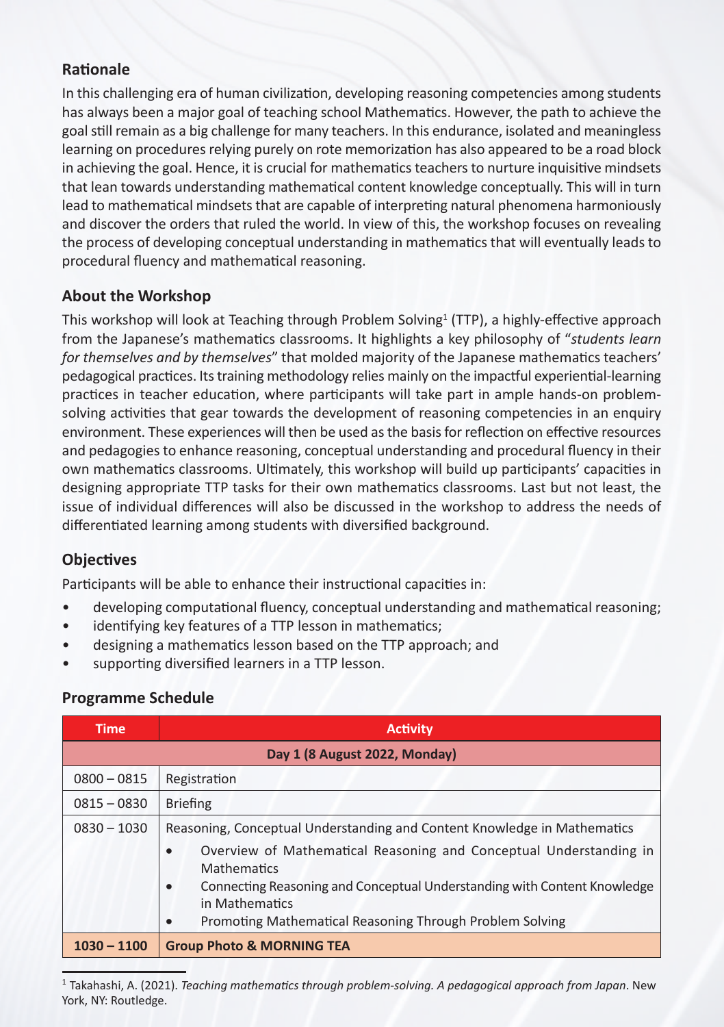## Rationale

In this challenging era of human civilization, developing reasoning competencies among students has always been a major goal of teaching school Mathematics. However, the path to achieve the goal still remain as a big challenge for many teachers. In this endurance, isolated and meaningless learning on procedures relying purely on rote memorization has also appeared to be a road block in achieving the goal. Hence, it is crucial for mathematics teachers to nurture inquisitive mindsets that lean towards understanding mathematical content knowledge conceptually. This will in turn lead to mathematical mindsets that are capable of interpreting natural phenomena harmoniously and discover the orders that ruled the world. In view of this, the workshop focuses on revealing the process of developing conceptual understanding in mathematics that will eventually leads to procedural fluency and mathematical reasoning.

## About the Workshop

This workshop will look at Teaching through Problem Solving[1] (TTP), a highly-effective approach from the Japanese's mathematics classrooms. It highlights a key philosophy of "*students learn for themselves and by themselves*" that molded majority of the Japanese mathematics teachers' pedagogical practices. Its training methodology relies mainly on the impactful experiential-learning practices in teacher education, where participants will take part in ample hands-on problem-solving activities that gear towards the development of reasoning competencies in an enquiry environment. These experiences will then be used as the basis for reflection on effective resources and pedagogies to enhance reasoning, conceptual understanding and procedural fluency in their own mathematics classrooms. Ultimately, this workshop will build up participants' capacities in designing appropriate TTP tasks for their own mathematics classrooms. Last but not least, the issue of individual differences will also be discussed in the workshop to address the needs of differentiated learning among students with diversified background.

## Objectives

Participants will be able to enhance their instructional capacities in:

- developing computational fluency, conceptual understanding and mathematical reasoning;
- identifying key features of a TTP lesson in mathematics;
- designing a mathematics lesson based on the TTP approach; and
- supporting diversified learners in a TTP lesson.

## Programme Schedule

| Time | Activity |
|---|---|
| **Day 1 (8 August 2022, Monday)** | |
| 0800 – 0815 | Registration |
| 0815 – 0830 | Briefing |
| 0830 – 1030 | Reasoning, Conceptual Understanding and Content Knowledge in Mathematics<br>• Overview of Mathematical Reasoning and Conceptual Understanding in Mathematics<br>• Connecting Reasoning and Conceptual Understanding with Content Knowledge in Mathematics<br>• Promoting Mathematical Reasoning Through Problem Solving |
| **1030 – 1100** | **Group Photo & MORNING TEA** |

[1] Takahashi, A. (2021). *Teaching mathematics through problem-solving. A pedagogical approach from Japan*. New York, NY: Routledge.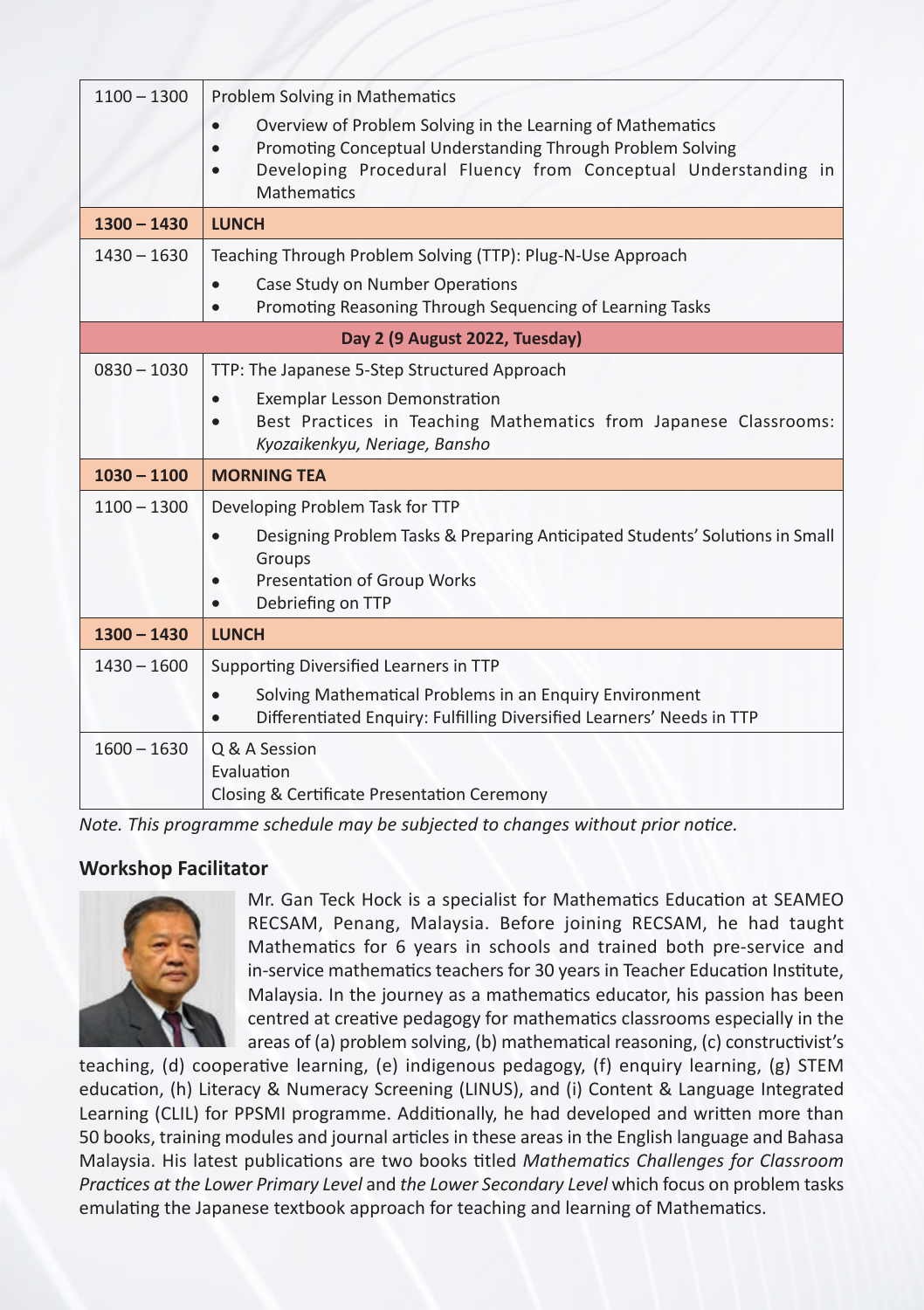| | |
|---|---|
| 1100 – 1300 | Problem Solving in Mathematics<br>• Overview of Problem Solving in the Learning of Mathematics<br>• Promoting Conceptual Understanding Through Problem Solving<br>• Developing Procedural Fluency from Conceptual Understanding in Mathematics |
| **1300 – 1430** | **LUNCH** |
| 1430 – 1630 | Teaching Through Problem Solving (TTP): Plug-N-Use Approach<br>• Case Study on Number Operations<br>• Promoting Reasoning Through Sequencing of Learning Tasks |
| **Day 2 (9 August 2022, Tuesday)** | |
| 0830 – 1030 | TTP: The Japanese 5-Step Structured Approach<br>• Exemplar Lesson Demonstration<br>• Best Practices in Teaching Mathematics from Japanese Classrooms: *Kyozaikenkyu, Neriage, Bansho* |
| **1030 – 1100** | **MORNING TEA** |
| 1100 – 1300 | Developing Problem Task for TTP<br>• Designing Problem Tasks & Preparing Anticipated Students' Solutions in Small Groups<br>• Presentation of Group Works<br>• Debriefing on TTP |
| **1300 – 1430** | **LUNCH** |
| 1430 – 1600 | Supporting Diversified Learners in TTP<br>• Solving Mathematical Problems in an Enquiry Environment<br>• Differentiated Enquiry: Fulfilling Diversified Learners' Needs in TTP |
| 1600 – 1630 | Q & A Session<br>Evaluation<br>Closing & Certificate Presentation Ceremony |

*Note. This programme schedule may be subjected to changes without prior notice.*

## Workshop Facilitator

Mr. Gan Teck Hock is a specialist for Mathematics Education at SEAMEO RECSAM, Penang, Malaysia. Before joining RECSAM, he had taught Mathematics for 6 years in schools and trained both pre-service and in-service mathematics teachers for 30 years in Teacher Education Institute, Malaysia. In the journey as a mathematics educator, his passion has been centred at creative pedagogy for mathematics classrooms especially in the areas of (a) problem solving, (b) mathematical reasoning, (c) constructivist's teaching, (d) cooperative learning, (e) indigenous pedagogy, (f) enquiry learning, (g) STEM education, (h) Literacy & Numeracy Screening (LINUS), and (i) Content & Language Integrated Learning (CLIL) for PPSMI programme. Additionally, he had developed and written more than 50 books, training modules and journal articles in these areas in the English language and Bahasa Malaysia. His latest publications are two books titled *Mathematics Challenges for Classroom Practices at the Lower Primary Level* and *the Lower Secondary Level* which focus on problem tasks emulating the Japanese textbook approach for teaching and learning of Mathematics.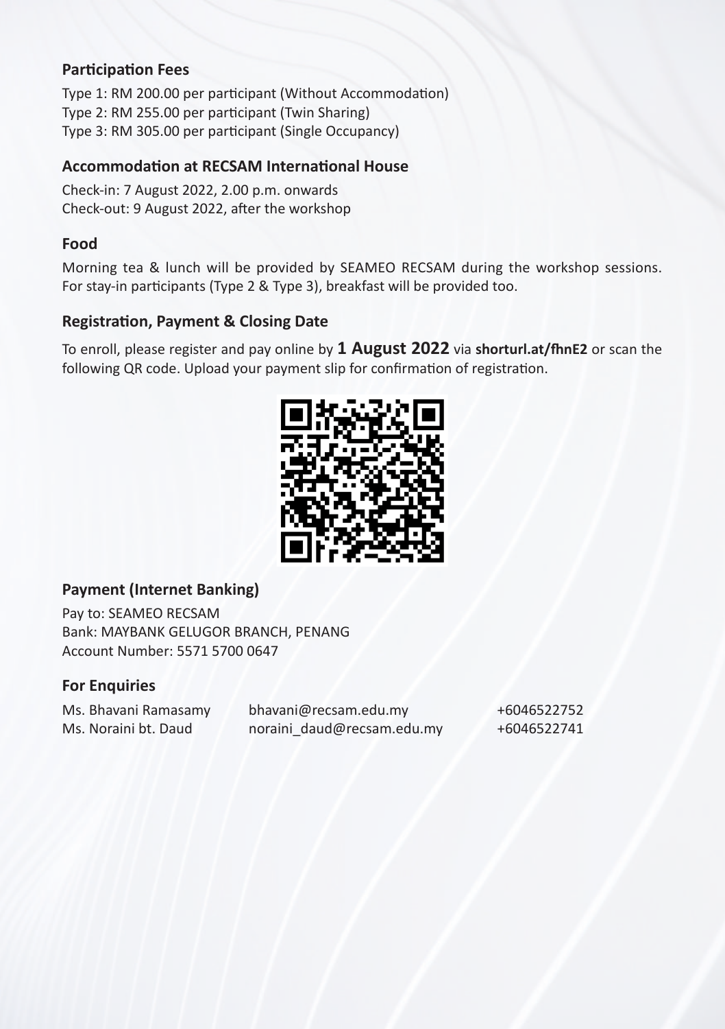## Participation Fees

Type 1: RM 200.00 per participant (Without Accommodation)
Type 2: RM 255.00 per participant (Twin Sharing)
Type 3: RM 305.00 per participant (Single Occupancy)

## Accommodation at RECSAM International House

Check-in: 7 August 2022, 2.00 p.m. onwards
Check-out: 9 August 2022, after the workshop

## Food

Morning tea & lunch will be provided by SEAMEO RECSAM during the workshop sessions. For stay-in participants (Type 2 & Type 3), breakfast will be provided too.

## Registration, Payment & Closing Date

To enroll, please register and pay online by **1 August 2022** via **shorturl.at/fhnE2** or scan the following QR code. Upload your payment slip for confirmation of registration.

## Payment (Internet Banking)

Pay to: SEAMEO RECSAM
Bank: MAYBANK GELUGOR BRANCH, PENANG
Account Number: 5571 5700 0647

## For Enquiries

| | | |
|---|---|---|
| Ms. Bhavani Ramasamy | bhavani@recsam.edu.my | +6046522752 |
| Ms. Noraini bt. Daud | noraini_daud@recsam.edu.my | +6046522741 |